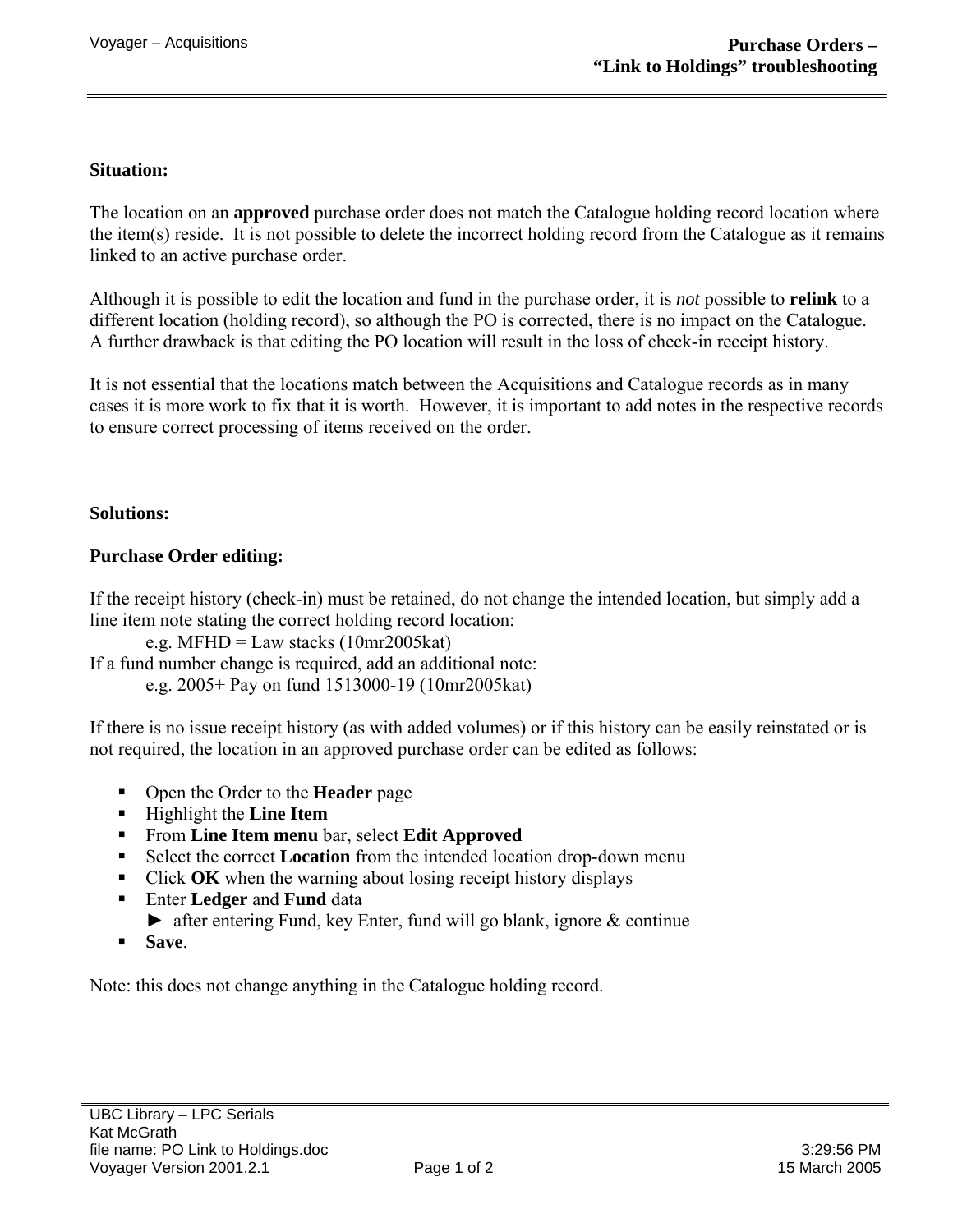# Purchase Orders – "Link to Holdings" troubleshooting

**Situation:**

The location on an **approved** purchase order does not match the Catalogue holding record location where the item(s) reside. It is not possible to delete the incorrect holding record from the Catalogue as it remains linked to an active purchase order.

Although it is possible to edit the location and fund in the purchase order, it is *not* possible to **relink** to a different location (holding record), so although the PO is corrected, there is no impact on the Catalogue. A further drawback is that editing the PO location will result in the loss of check-in receipt history.

It is not essential that the locations match between the Acquisitions and Catalogue records as in many cases it is more work to fix that it is worth. However, it is important to add notes in the respective records to ensure correct processing of items received on the order.

**Solutions:**

**Purchase Order editing:**

If the receipt history (check-in) must be retained, do not change the intended location, but simply add a line item note stating the correct holding record location:

> e.g. MFHD = Law stacks (10mr2005kat)

If a fund number change is required, add an additional note:

> e.g. 2005+ Pay on fund 1513000-19 (10mr2005kat)

If there is no issue receipt history (as with added volumes) or if this history can be easily reinstated or is not required, the location in an approved purchase order can be edited as follows:

- Open the Order to the **Header** page
- Highlight the **Line Item**
- From **Line Item menu** bar, select **Edit Approved**
- Select the correct **Location** from the intended location drop-down menu
- Click **OK** when the warning about losing receipt history displays
- Enter **Ledger** and **Fund** data
  ► after entering Fund, key Enter, fund will go blank, ignore & continue
- **Save**.

Note: this does not change anything in the Catalogue holding record.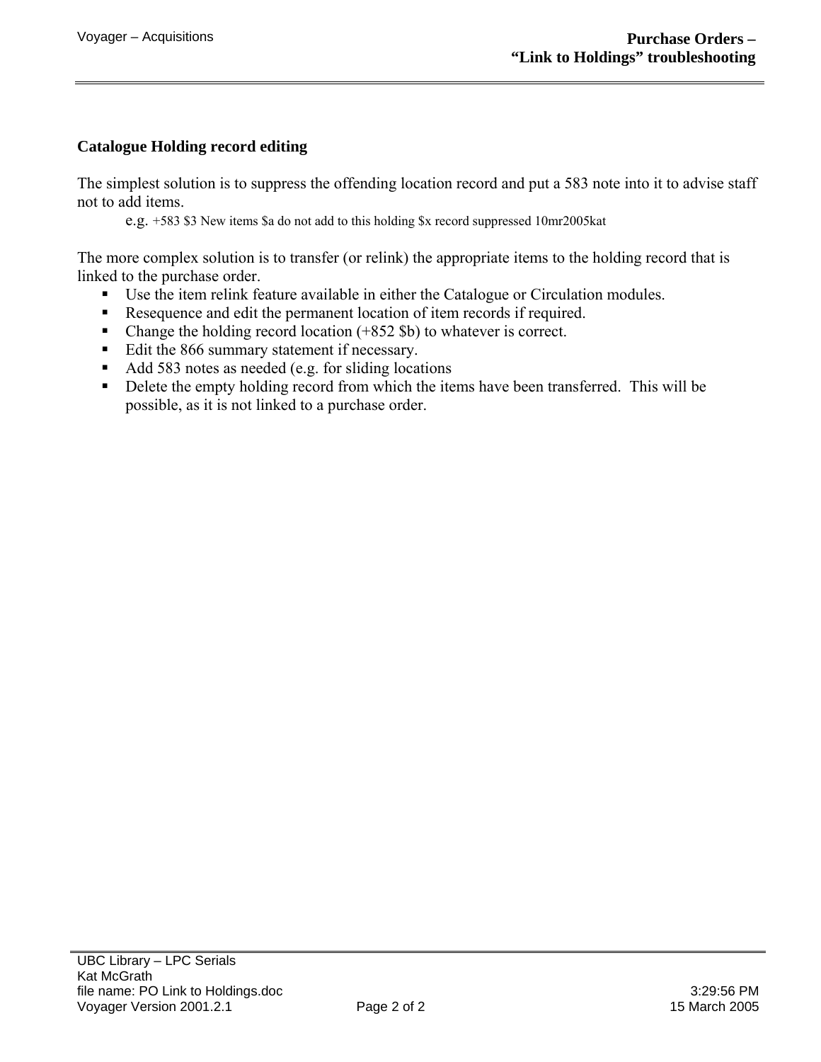### Catalogue Holding record editing

The simplest solution is to suppress the offending location record and put a 583 note into it to advise staff not to add items.

> e.g. +583 $3 New items $a do not add to this holding $x record suppressed 10mr2005kat

The more complex solution is to transfer (or relink) the appropriate items to the holding record that is linked to the purchase order.

- Use the item relink feature available in either the Catalogue or Circulation modules.
- Resequence and edit the permanent location of item records if required.
- Change the holding record location (+852 $b) to whatever is correct.
- Edit the 866 summary statement if necessary.
- Add 583 notes as needed (e.g. for sliding locations
- Delete the empty holding record from which the items have been transferred. This will be possible, as it is not linked to a purchase order.